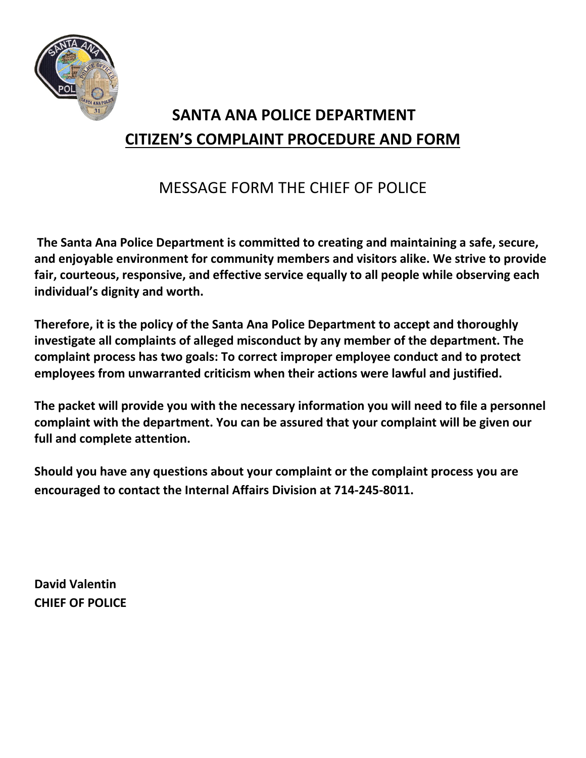# SANTA ANA POLICE DEPARTMENT

## CITIZEN'S COMPLAINT PROCEDURE AND FORM

MESSAGE FORM THE CHIEF OF POLICE

**The Santa Ana Police Department is committed to creating and maintaining a safe, secure, and enjoyable environment for community members and visitors alike. We strive to provide fair, courteous, responsive, and effective service equally to all people while observing each individual's dignity and worth.**

**Therefore, it is the policy of the Santa Ana Police Department to accept and thoroughly investigate all complaints of alleged misconduct by any member of the department. The complaint process has two goals: To correct improper employee conduct and to protect employees from unwarranted criticism when their actions were lawful and justified.**

**The packet will provide you with the necessary information you will need to file a personnel complaint with the department. You can be assured that your complaint will be given our full and complete attention.**

**Should you have any questions about your complaint or the complaint process you are encouraged to contact the Internal Affairs Division at 714-245-8011.**

**David Valentin**
**CHIEF OF POLICE**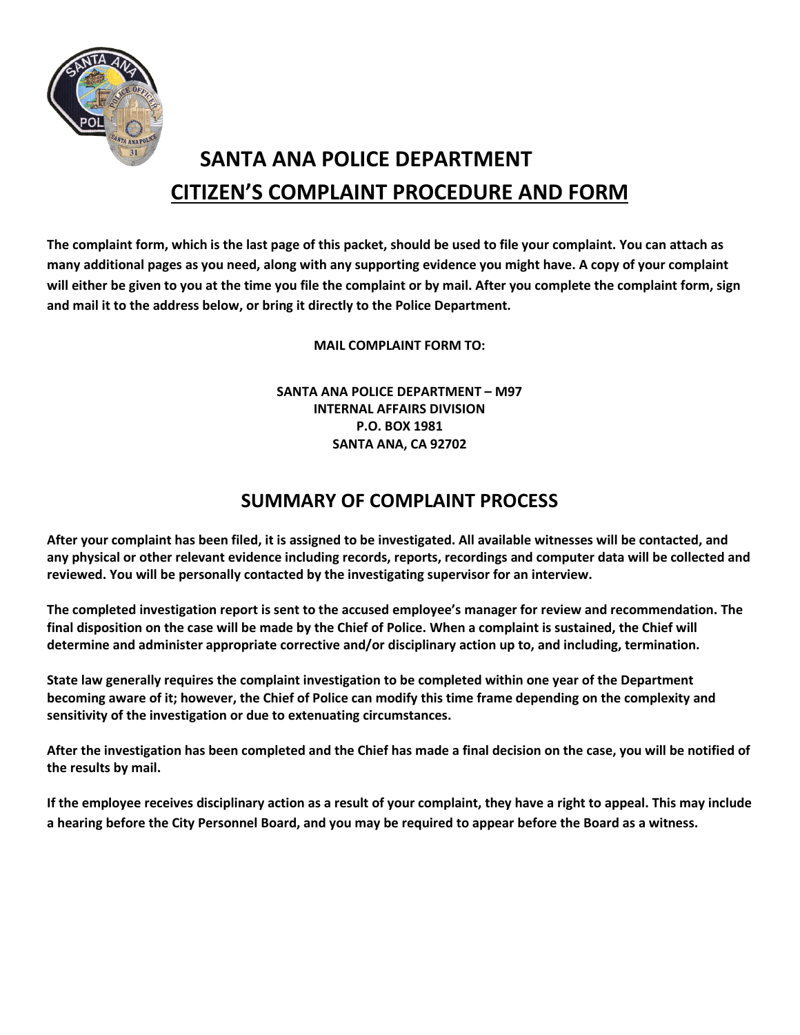# SANTA ANA POLICE DEPARTMENT

## CITIZEN'S COMPLAINT PROCEDURE AND FORM

**The complaint form, which is the last page of this packet, should be used to file your complaint. You can attach as many additional pages as you need, along with any supporting evidence you might have. A copy of your complaint will either be given to you at the time you file the complaint or by mail. After you complete the complaint form, sign and mail it to the address below, or bring it directly to the Police Department.**

**MAIL COMPLAINT FORM TO:**

**SANTA ANA POLICE DEPARTMENT – M97**
**INTERNAL AFFAIRS DIVISION**
**P.O. BOX 1981**
**SANTA ANA, CA 92702**

## SUMMARY OF COMPLAINT PROCESS

**After your complaint has been filed, it is assigned to be investigated. All available witnesses will be contacted, and any physical or other relevant evidence including records, reports, recordings and computer data will be collected and reviewed. You will be personally contacted by the investigating supervisor for an interview.**

**The completed investigation report is sent to the accused employee's manager for review and recommendation. The final disposition on the case will be made by the Chief of Police. When a complaint is sustained, the Chief will determine and administer appropriate corrective and/or disciplinary action up to, and including, termination.**

**State law generally requires the complaint investigation to be completed within one year of the Department becoming aware of it; however, the Chief of Police can modify this time frame depending on the complexity and sensitivity of the investigation or due to extenuating circumstances.**

**After the investigation has been completed and the Chief has made a final decision on the case, you will be notified of the results by mail.**

**If the employee receives disciplinary action as a result of your complaint, they have a right to appeal. This may include a hearing before the City Personnel Board, and you may be required to appear before the Board as a witness.**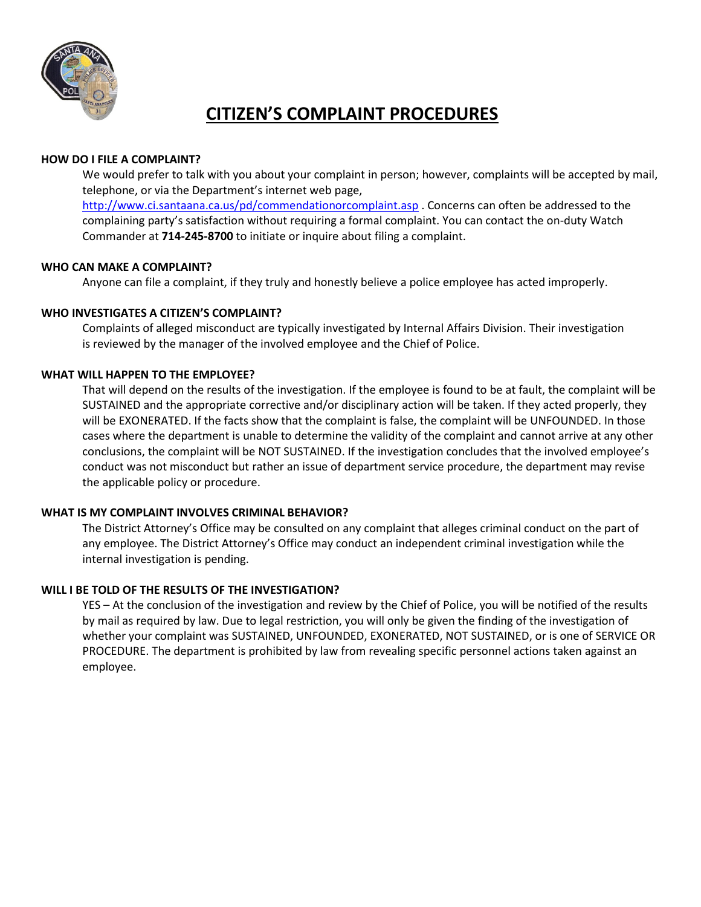# CITIZEN'S COMPLAINT PROCEDURES

**HOW DO I FILE A COMPLAINT?**

We would prefer to talk with you about your complaint in person; however, complaints will be accepted by mail, telephone, or via the Department's internet web page, http://www.ci.santaana.ca.us/pd/commendationorcomplaint.asp . Concerns can often be addressed to the complaining party's satisfaction without requiring a formal complaint. You can contact the on-duty Watch Commander at **714-245-8700** to initiate or inquire about filing a complaint.

**WHO CAN MAKE A COMPLAINT?**

Anyone can file a complaint, if they truly and honestly believe a police employee has acted improperly.

**WHO INVESTIGATES A CITIZEN'S COMPLAINT?**

Complaints of alleged misconduct are typically investigated by Internal Affairs Division. Their investigation is reviewed by the manager of the involved employee and the Chief of Police.

**WHAT WILL HAPPEN TO THE EMPLOYEE?**

That will depend on the results of the investigation. If the employee is found to be at fault, the complaint will be SUSTAINED and the appropriate corrective and/or disciplinary action will be taken. If they acted properly, they will be EXONERATED. If the facts show that the complaint is false, the complaint will be UNFOUNDED. In those cases where the department is unable to determine the validity of the complaint and cannot arrive at any other conclusions, the complaint will be NOT SUSTAINED. If the investigation concludes that the involved employee's conduct was not misconduct but rather an issue of department service procedure, the department may revise the applicable policy or procedure.

**WHAT IS MY COMPLAINT INVOLVES CRIMINAL BEHAVIOR?**

The District Attorney's Office may be consulted on any complaint that alleges criminal conduct on the part of any employee. The District Attorney's Office may conduct an independent criminal investigation while the internal investigation is pending.

**WILL I BE TOLD OF THE RESULTS OF THE INVESTIGATION?**

YES – At the conclusion of the investigation and review by the Chief of Police, you will be notified of the results by mail as required by law. Due to legal restriction, you will only be given the finding of the investigation of whether your complaint was SUSTAINED, UNFOUNDED, EXONERATED, NOT SUSTAINED, or is one of SERVICE OR PROCEDURE. The department is prohibited by law from revealing specific personnel actions taken against an employee.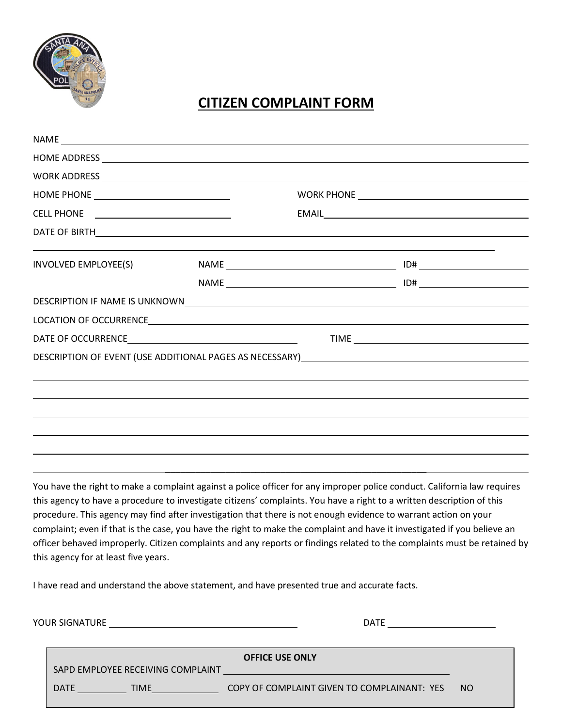# CITIZEN COMPLAINT FORM

NAME ______________________________________________

HOME ADDRESS ______________________________________________

WORK ADDRESS ______________________________________________

HOME PHONE ____________________ WORK PHONE ____________________

CELL PHONE ____________________ EMAIL ____________________

DATE OF BIRTH ______________________________________________

INVOLVED EMPLOYEE(S) NAME ____________________ ID# ____________

NAME ____________________ ID# ____________

DESCRIPTION IF NAME IS UNKNOWN ______________________________________________

LOCATION OF OCCURRENCE ______________________________________________

DATE OF OCCURRENCE ____________________ TIME ____________________

DESCRIPTION OF EVENT (USE ADDITIONAL PAGES AS NECESSARY) ______________________________________________

______________________________________________

______________________________________________

______________________________________________

______________________________________________

______________________________________________

______________________________________________

You have the right to make a complaint against a police officer for any improper police conduct. California law requires this agency to have a procedure to investigate citizens' complaints. You have a right to a written description of this procedure. This agency may find after investigation that there is not enough evidence to warrant action on your complaint; even if that is the case, you have the right to make the complaint and have it investigated if you believe an officer behaved improperly. Citizen complaints and any reports or findings related to the complaints must be retained by this agency for at least five years.

I have read and understand the above statement, and have presented true and accurate facts.

YOUR SIGNATURE ____________________ DATE ____________________

**OFFICE USE ONLY**

SAPD EMPLOYEE RECEIVING COMPLAINT ____________________

DATE __________ TIME __________ COPY OF COMPLAINT GIVEN TO COMPLAINANT: YES NO